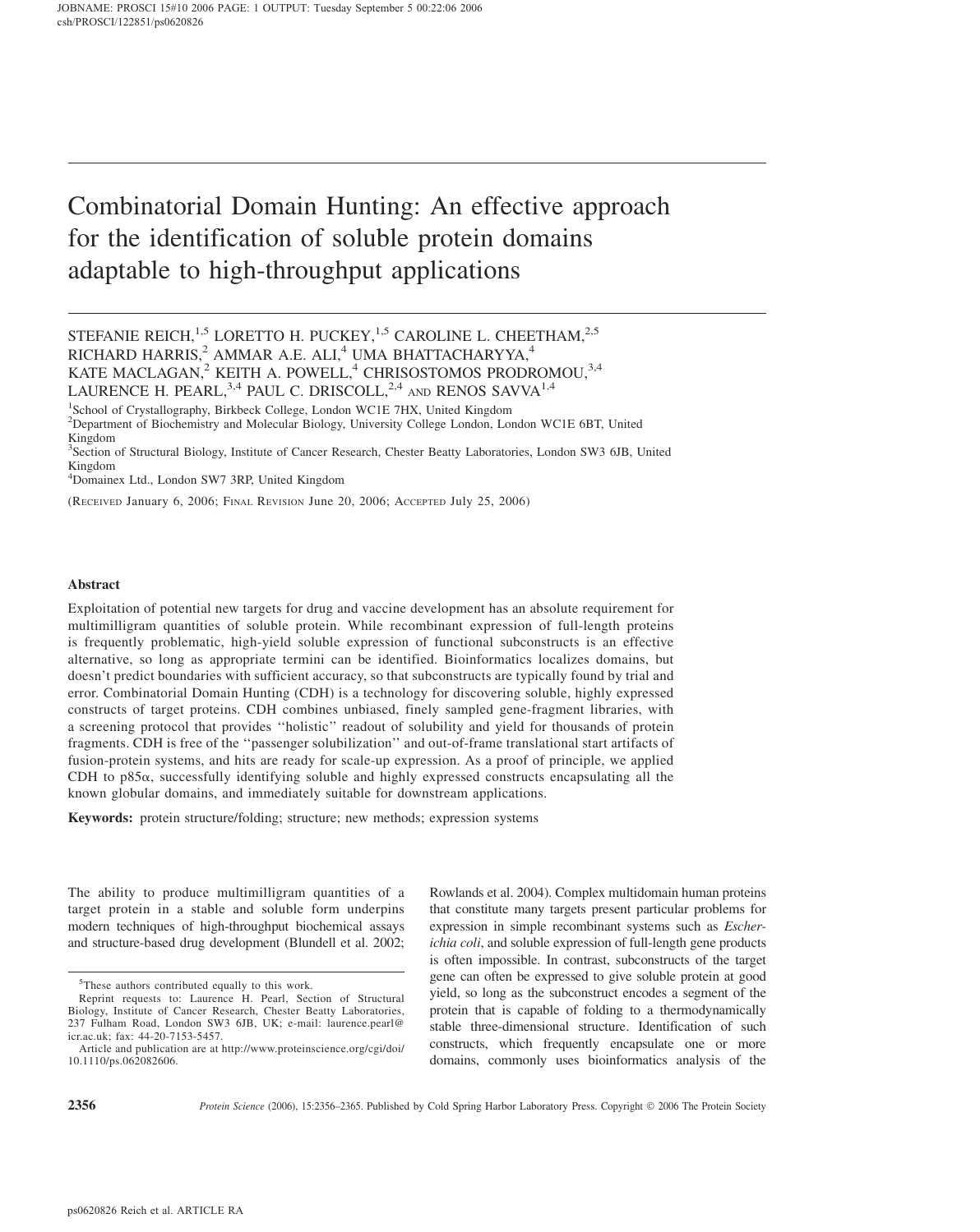# Combinatorial Domain Hunting: An effective approach for the identification of soluble protein domains adaptable to high-throughput applications

STEFANIE REICH,[1,5] LORETTO H. PUCKEY,[1,5] CAROLINE L. CHEETHAM,[2,5] RICHARD HARRIS,[2] AMMAR A.E. ALI,[4] UMA BHATTACHARYYA,[4] KATE MACLAGAN,[2] KEITH A. POWELL,[4] CHRISOSTOMOS PRODROMOU,[3,4] LAURENCE H. PEARL,[3,4] PAUL C. DRISCOLL,[2,4] AND RENOS SAVVA[1,4]

[1]School of Crystallography, Birkbeck College, London WC1E 7HX, United Kingdom
[2]Department of Biochemistry and Molecular Biology, University College London, London WC1E 6BT, United Kingdom
[3]Section of Structural Biology, Institute of Cancer Research, Chester Beatty Laboratories, London SW3 6JB, United Kingdom
[4]Domainex Ltd., London SW7 3RP, United Kingdom

(Received January 6, 2006; Final Revision June 20, 2006; Accepted July 25, 2006)

### Abstract

Exploitation of potential new targets for drug and vaccine development has an absolute requirement for multimilligram quantities of soluble protein. While recombinant expression of full-length proteins is frequently problematic, high-yield soluble expression of functional subconstructs is an effective alternative, so long as appropriate termini can be identified. Bioinformatics localizes domains, but doesn't predict boundaries with sufficient accuracy, so that subconstructs are typically found by trial and error. Combinatorial Domain Hunting (CDH) is a technology for discovering soluble, highly expressed constructs of target proteins. CDH combines unbiased, finely sampled gene-fragment libraries, with a screening protocol that provides ''holistic'' readout of solubility and yield for thousands of protein fragments. CDH is free of the ''passenger solubilization'' and out-of-frame translational start artifacts of fusion-protein systems, and hits are ready for scale-up expression. As a proof of principle, we applied CDH to p85α, successfully identifying soluble and highly expressed constructs encapsulating all the known globular domains, and immediately suitable for downstream applications.

**Keywords:** protein structure/folding; structure; new methods; expression systems

The ability to produce multimilligram quantities of a target protein in a stable and soluble form underpins modern techniques of high-throughput biochemical assays and structure-based drug development (Blundell et al. 2002; Rowlands et al. 2004). Complex multidomain human proteins that constitute many targets present particular problems for expression in simple recombinant systems such as *Escherichia coli*, and soluble expression of full-length gene products is often impossible. In contrast, subconstructs of the target gene can often be expressed to give soluble protein at good yield, so long as the subconstruct encodes a segment of the protein that is capable of folding to a thermodynamically stable three-dimensional structure. Identification of such constructs, which frequently encapsulate one or more domains, commonly uses bioinformatics analysis of the

[5]These authors contributed equally to this work.
Reprint requests to: Laurence H. Pearl, Section of Structural Biology, Institute of Cancer Research, Chester Beatty Laboratories, 237 Fulham Road, London SW3 6JB, UK; e-mail: laurence.pearl@icr.ac.uk; fax: 44-20-7153-5457.
Article and publication are at http://www.proteinscience.org/cgi/doi/10.1110/ps.062082606.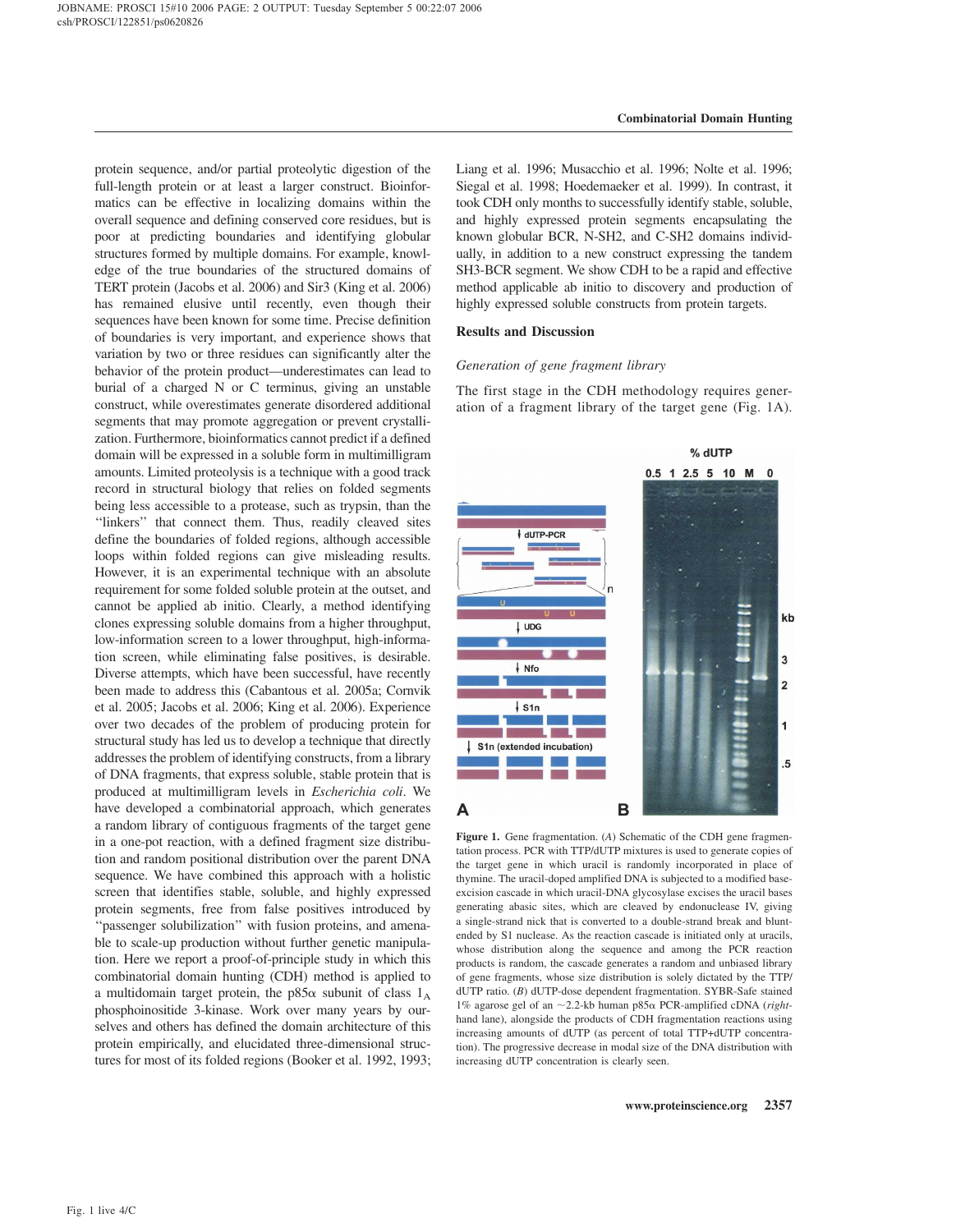protein sequence, and/or partial proteolytic digestion of the full-length protein or at least a larger construct. Bioinformatics can be effective in localizing domains within the overall sequence and defining conserved core residues, but is poor at predicting boundaries and identifying globular structures formed by multiple domains. For example, knowledge of the true boundaries of the structured domains of TERT protein (Jacobs et al. 2006) and Sir3 (King et al. 2006) has remained elusive until recently, even though their sequences have been known for some time. Precise definition of boundaries is very important, and experience shows that variation by two or three residues can significantly alter the behavior of the protein product—underestimates can lead to burial of a charged N or C terminus, giving an unstable construct, while overestimates generate disordered additional segments that may promote aggregation or prevent crystallization. Furthermore, bioinformatics cannot predict if a defined domain will be expressed in a soluble form in multimilligram amounts. Limited proteolysis is a technique with a good track record in structural biology that relies on folded segments being less accessible to a protease, such as trypsin, than the "linkers" that connect them. Thus, readily cleaved sites define the boundaries of folded regions, although accessible loops within folded regions can give misleading results. However, it is an experimental technique with an absolute requirement for some folded soluble protein at the outset, and cannot be applied ab initio. Clearly, a method identifying clones expressing soluble domains from a higher throughput, low-information screen to a lower throughput, high-information screen, while eliminating false positives, is desirable. Diverse attempts, which have been successful, have recently been made to address this (Cabantous et al. 2005a; Cornvik et al. 2005; Jacobs et al. 2006; King et al. 2006). Experience over two decades of the problem of producing protein for structural study has led us to develop a technique that directly addresses the problem of identifying constructs, from a library of DNA fragments, that express soluble, stable protein that is produced at multimilligram levels in *Escherichia coli*. We have developed a combinatorial approach, which generates a random library of contiguous fragments of the target gene in a one-pot reaction, with a defined fragment size distribution and random positional distribution over the parent DNA sequence. We have combined this approach with a holistic screen that identifies stable, soluble, and highly expressed protein segments, free from false positives introduced by "passenger solubilization" with fusion proteins, and amenable to scale-up production without further genetic manipulation. Here we report a proof-of-principle study in which this combinatorial domain hunting (CDH) method is applied to a multidomain target protein, the p85α subunit of class $1_A$ phosphoinositide 3-kinase. Work over many years by ourselves and others has defined the domain architecture of this protein empirically, and elucidated three-dimensional structures for most of its folded regions (Booker et al. 1992, 1993; Liang et al. 1996; Musacchio et al. 1996; Nolte et al. 1996; Siegal et al. 1998; Hoedemaeker et al. 1999). In contrast, it took CDH only months to successfully identify stable, soluble, and highly expressed protein segments encapsulating the known globular BCR, N-SH2, and C-SH2 domains individually, in addition to a new construct expressing the tandem SH3-BCR segment. We show CDH to be a rapid and effective method applicable ab initio to discovery and production of highly expressed soluble constructs from protein targets.

## Results and Discussion

### *Generation of gene fragment library*

The first stage in the CDH methodology requires generation of a fragment library of the target gene (Fig. 1A).

**Figure 1.** Gene fragmentation. (*A*) Schematic of the CDH gene fragmentation process. PCR with TTP/dUTP mixtures is used to generate copies of the target gene in which uracil is randomly incorporated in place of thymine. The uracil-doped amplified DNA is subjected to a modified base-excision cascade in which uracil-DNA glycosylase excises the uracil bases generating abasic sites, which are cleaved by endonuclease IV, giving a single-strand nick that is converted to a double-strand break and blunt-ended by S1 nuclease. As the reaction cascade is initiated only at uracils, whose distribution along the sequence and among the PCR reaction products is random, the cascade generates a random and unbiased library of gene fragments, whose size distribution is solely dictated by the TTP/dUTP ratio. (*B*) dUTP-dose dependent fragmentation. SYBR-Safe stained 1% agarose gel of an ~2.2-kb human p85α PCR-amplified cDNA (*right-hand lane*), alongside the products of CDH fragmentation reactions using increasing amounts of dUTP (as percent of total TTP+dUTP concentration). The progressive decrease in modal size of the DNA distribution with increasing dUTP concentration is clearly seen.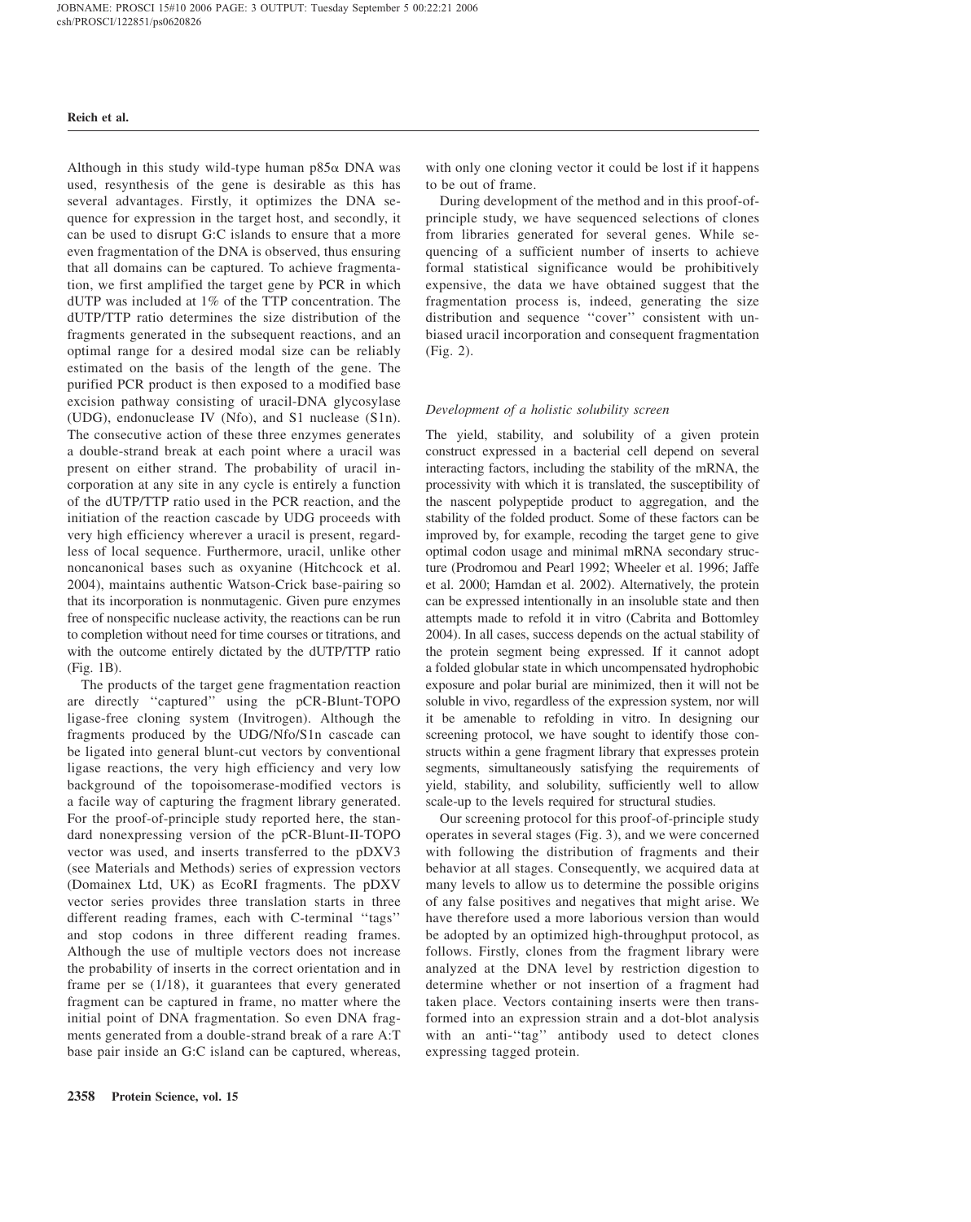Although in this study wild-type human p85α DNA was used, resynthesis of the gene is desirable as this has several advantages. Firstly, it optimizes the DNA sequence for expression in the target host, and secondly, it can be used to disrupt G:C islands to ensure that a more even fragmentation of the DNA is observed, thus ensuring that all domains can be captured. To achieve fragmentation, we first amplified the target gene by PCR in which dUTP was included at 1% of the TTP concentration. The dUTP/TTP ratio determines the size distribution of the fragments generated in the subsequent reactions, and an optimal range for a desired modal size can be reliably estimated on the basis of the length of the gene. The purified PCR product is then exposed to a modified base excision pathway consisting of uracil-DNA glycosylase (UDG), endonuclease IV (Nfo), and S1 nuclease (S1n). The consecutive action of these three enzymes generates a double-strand break at each point where a uracil was present on either strand. The probability of uracil incorporation at any site in any cycle is entirely a function of the dUTP/TTP ratio used in the PCR reaction, and the initiation of the reaction cascade by UDG proceeds with very high efficiency wherever a uracil is present, regardless of local sequence. Furthermore, uracil, unlike other noncanonical bases such as oxyanine (Hitchcock et al. 2004), maintains authentic Watson-Crick base-pairing so that its incorporation is nonmutagenic. Given pure enzymes free of nonspecific nuclease activity, the reactions can be run to completion without need for time courses or titrations, and with the outcome entirely dictated by the dUTP/TTP ratio (Fig. 1B).

The products of the target gene fragmentation reaction are directly ''captured'' using the pCR-Blunt-TOPO ligase-free cloning system (Invitrogen). Although the fragments produced by the UDG/Nfo/S1n cascade can be ligated into general blunt-cut vectors by conventional ligase reactions, the very high efficiency and very low background of the topoisomerase-modified vectors is a facile way of capturing the fragment library generated. For the proof-of-principle study reported here, the standard nonexpressing version of the pCR-Blunt-II-TOPO vector was used, and inserts transferred to the pDXV3 (see Materials and Methods) series of expression vectors (Domainex Ltd, UK) as EcoRI fragments. The pDXV vector series provides three translation starts in three different reading frames, each with C-terminal ''tags'' and stop codons in three different reading frames. Although the use of multiple vectors does not increase the probability of inserts in the correct orientation and in frame per se (1/18), it guarantees that every generated fragment can be captured in frame, no matter where the initial point of DNA fragmentation. So even DNA fragments generated from a double-strand break of a rare A:T base pair inside an G:C island can be captured, whereas, with only one cloning vector it could be lost if it happens to be out of frame.

During development of the method and in this proof-of-principle study, we have sequenced selections of clones from libraries generated for several genes. While sequencing of a sufficient number of inserts to achieve formal statistical significance would be prohibitively expensive, the data we have obtained suggest that the fragmentation process is, indeed, generating the size distribution and sequence ''cover'' consistent with unbiased uracil incorporation and consequent fragmentation (Fig. 2).

### *Development of a holistic solubility screen*

The yield, stability, and solubility of a given protein construct expressed in a bacterial cell depend on several interacting factors, including the stability of the mRNA, the processivity with which it is translated, the susceptibility of the nascent polypeptide product to aggregation, and the stability of the folded product. Some of these factors can be improved by, for example, recoding the target gene to give optimal codon usage and minimal mRNA secondary structure (Prodromou and Pearl 1992; Wheeler et al. 1996; Jaffe et al. 2000; Hamdan et al. 2002). Alternatively, the protein can be expressed intentionally in an insoluble state and then attempts made to refold it in vitro (Cabrita and Bottomley 2004). In all cases, success depends on the actual stability of the protein segment being expressed. If it cannot adopt a folded globular state in which uncompensated hydrophobic exposure and polar burial are minimized, then it will not be soluble in vivo, regardless of the expression system, nor will it be amenable to refolding in vitro. In designing our screening protocol, we have sought to identify those constructs within a gene fragment library that expresses protein segments, simultaneously satisfying the requirements of yield, stability, and solubility, sufficiently well to allow scale-up to the levels required for structural studies.

Our screening protocol for this proof-of-principle study operates in several stages (Fig. 3), and we were concerned with following the distribution of fragments and their behavior at all stages. Consequently, we acquired data at many levels to allow us to determine the possible origins of any false positives and negatives that might arise. We have therefore used a more laborious version than would be adopted by an optimized high-throughput protocol, as follows. Firstly, clones from the fragment library were analyzed at the DNA level by restriction digestion to determine whether or not insertion of a fragment had taken place. Vectors containing inserts were then transformed into an expression strain and a dot-blot analysis with an anti-''tag'' antibody used to detect clones expressing tagged protein.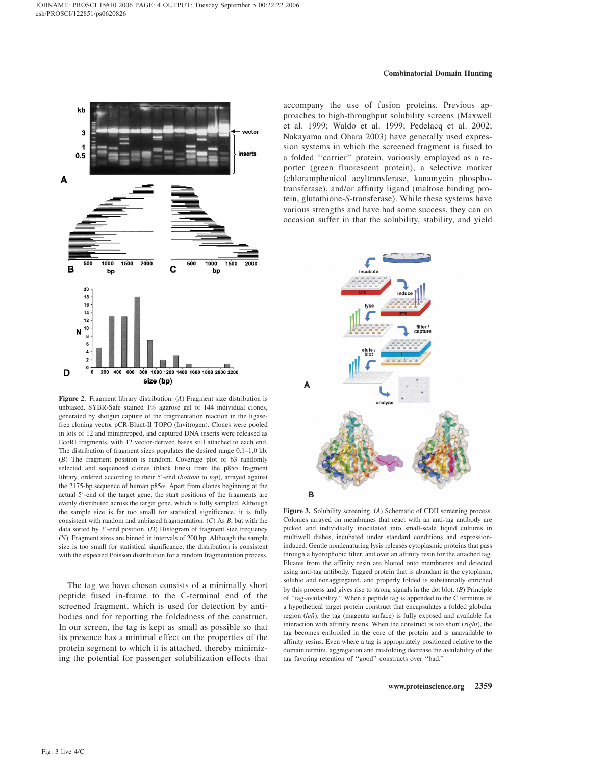**Figure 2.** Fragment library distribution. (*A*) Fragment size distribution is unbiased. SYBR-Safe stained 1% agarose gel of 144 individual clones, generated by shotgun capture of the fragmentation reaction in the ligase-free cloning vector pCR-Blunt-II TOPO (Invitrogen). Clones were pooled in lots of 12 and miniprepped, and captured DNA inserts were released as EcoRI fragments, with 12 vector-derived bases still attached to each end. The distribution of fragment sizes populates the desired range 0.1–1.0 kb. (*B*) The fragment position is random. Coverage plot of 63 randomly selected and sequenced clones (black lines) from the p85α fragment library, ordered according to their 5′-end (*bottom* to *top*), arrayed against the 2175-bp sequence of human p85α. Apart from clones beginning at the actual 5′-end of the target gene, the start positions of the fragments are evenly distributed across the target gene, which is fully sampled. Although the sample size is far too small for statistical significance, it is fully consistent with random and unbiased fragmentation. (*C*) As *B*, but with the data sorted by 3′-end position. (*D*) Histogram of fragment size frequency (N). Fragment sizes are binned in intervals of 200 bp. Although the sample size is too small for statistical significance, the distribution is consistent with the expected Poisson distribution for a random fragmentation process.

The tag we have chosen consists of a minimally short peptide fused in-frame to the C-terminal end of the screened fragment, which is used for detection by antibodies and for reporting the foldedness of the construct. In our screen, the tag is kept as small as possible so that its presence has a minimal effect on the properties of the protein segment to which it is attached, thereby minimizing the potential for passenger solubilization effects that accompany the use of fusion proteins. Previous approaches to high-throughput solubility screens (Maxwell et al. 1999; Waldo et al. 1999; Pedelacq et al. 2002; Nakayama and Ohara 2003) have generally used expression systems in which the screened fragment is fused to a folded "carrier" protein, variously employed as a reporter (green fluorescent protein), a selective marker (chloramphenicol acyltransferase, kanamycin phosphotransferase), and/or affinity ligand (maltose binding protein, glutathione-*S*-transferase). While these systems have various strengths and have had some success, they can on occasion suffer in that the solubility, stability, and yield

**Figure 3.** Solubility screening. (*A*) Schematic of CDH screening process. Colonies arrayed on membranes that react with an anti-tag antibody are picked and individually inoculated into small-scale liquid cultures in multiwell dishes, incubated under standard conditions and expression-induced. Gentle nondenaturing lysis releases cytoplasmic proteins that pass through a hydrophobic filter, and over an affinity resin for the attached tag. Eluates from the affinity resin are blotted onto membranes and detected using anti-tag antibody. Tagged protein that is abundant in the cytoplasm, soluble and nonaggregated, and properly folded is substantially enriched by this process and gives rise to strong signals in the dot blot. (*B*) Principle of "tag-availability." When a peptide tag is appended to the C terminus of a hypothetical target protein construct that encapsulates a folded globular region (*left*), the tag (magenta surface) is fully exposed and available for interaction with affinity resins. When the construct is too short (*right*), the tag becomes embroiled in the core of the protein and is unavailable to affinity resins. Even where a tag is appropriately positioned relative to the domain termini, aggregation and misfolding decrease the availability of the tag favoring retention of "good" constructs over "bad."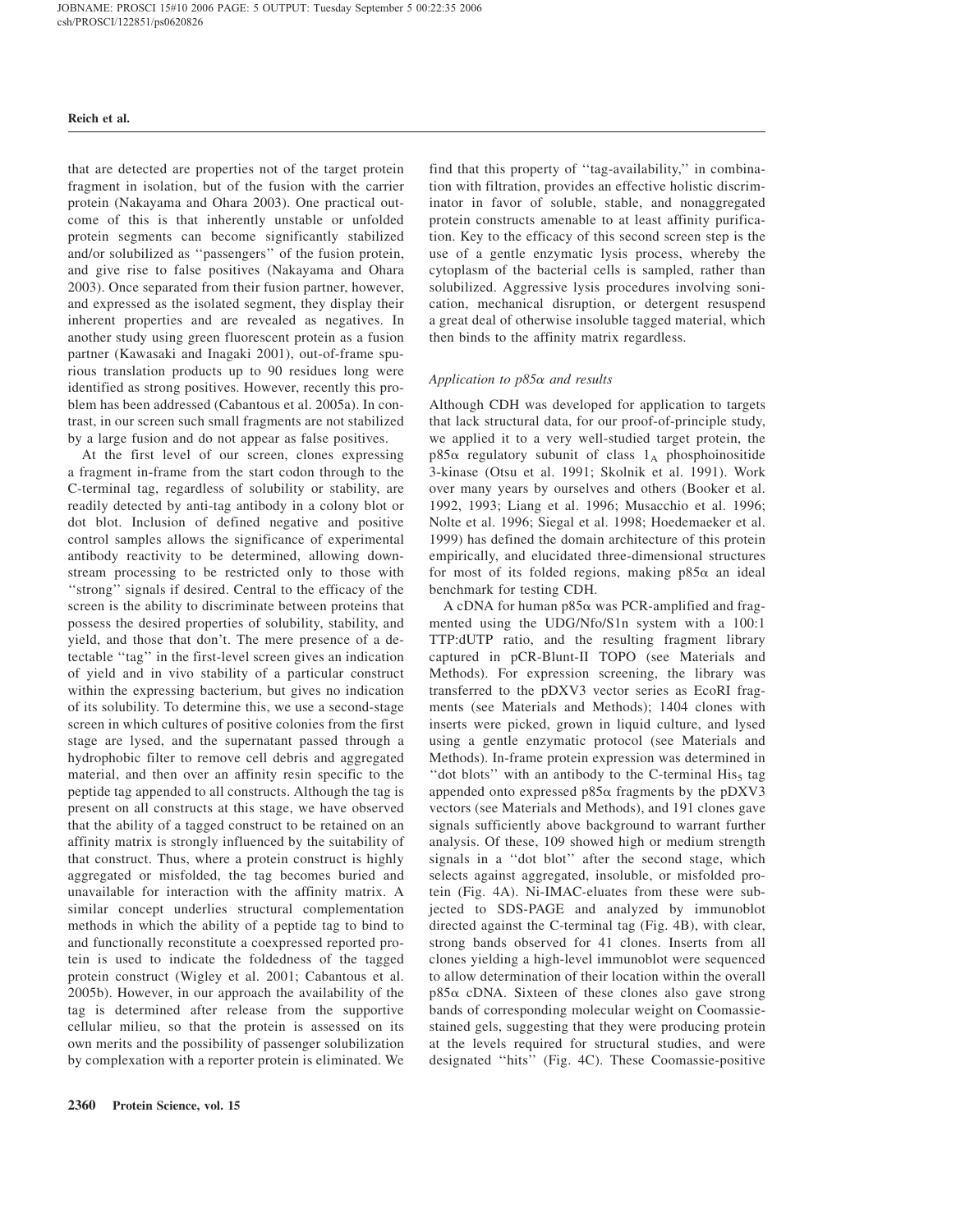that are detected are properties not of the target protein fragment in isolation, but of the fusion with the carrier protein (Nakayama and Ohara 2003). One practical outcome of this is that inherently unstable or unfolded protein segments can become significantly stabilized and/or solubilized as ''passengers'' of the fusion protein, and give rise to false positives (Nakayama and Ohara 2003). Once separated from their fusion partner, however, and expressed as the isolated segment, they display their inherent properties and are revealed as negatives. In another study using green fluorescent protein as a fusion partner (Kawasaki and Inagaki 2001), out-of-frame spurious translation products up to 90 residues long were identified as strong positives. However, recently this problem has been addressed (Cabantous et al. 2005a). In contrast, in our screen such small fragments are not stabilized by a large fusion and do not appear as false positives.

At the first level of our screen, clones expressing a fragment in-frame from the start codon through to the C-terminal tag, regardless of solubility or stability, are readily detected by anti-tag antibody in a colony blot or dot blot. Inclusion of defined negative and positive control samples allows the significance of experimental antibody reactivity to be determined, allowing downstream processing to be restricted only to those with ''strong'' signals if desired. Central to the efficacy of the screen is the ability to discriminate between proteins that possess the desired properties of solubility, stability, and yield, and those that don't. The mere presence of a detectable ''tag'' in the first-level screen gives an indication of yield and in vivo stability of a particular construct within the expressing bacterium, but gives no indication of its solubility. To determine this, we use a second-stage screen in which cultures of positive colonies from the first stage are lysed, and the supernatant passed through a hydrophobic filter to remove cell debris and aggregated material, and then over an affinity resin specific to the peptide tag appended to all constructs. Although the tag is present on all constructs at this stage, we have observed that the ability of a tagged construct to be retained on an affinity matrix is strongly influenced by the suitability of that construct. Thus, where a protein construct is highly aggregated or misfolded, the tag becomes buried and unavailable for interaction with the affinity matrix. A similar concept underlies structural complementation methods in which the ability of a peptide tag to bind to and functionally reconstitute a coexpressed reported protein is used to indicate the foldedness of the tagged protein construct (Wigley et al. 2001; Cabantous et al. 2005b). However, in our approach the availability of the tag is determined after release from the supportive cellular milieu, so that the protein is assessed on its own merits and the possibility of passenger solubilization by complexation with a reporter protein is eliminated. We find that this property of ''tag-availability,'' in combination with filtration, provides an effective holistic discriminator in favor of soluble, stable, and nonaggregated protein constructs amenable to at least affinity purification. Key to the efficacy of this second screen step is the use of a gentle enzymatic lysis process, whereby the cytoplasm of the bacterial cells is sampled, rather than solubilized. Aggressive lysis procedures involving sonication, mechanical disruption, or detergent resuspend a great deal of otherwise insoluble tagged material, which then binds to the affinity matrix regardless.

### *Application to p85α and results*

Although CDH was developed for application to targets that lack structural data, for our proof-of-principle study, we applied it to a very well-studied target protein, the p85α regulatory subunit of class $1_A$ phosphoinositide 3-kinase (Otsu et al. 1991; Skolnik et al. 1991). Work over many years by ourselves and others (Booker et al. 1992, 1993; Liang et al. 1996; Musacchio et al. 1996; Nolte et al. 1996; Siegal et al. 1998; Hoedemaeker et al. 1999) has defined the domain architecture of this protein empirically, and elucidated three-dimensional structures for most of its folded regions, making p85α an ideal benchmark for testing CDH.

A cDNA for human p85α was PCR-amplified and fragmented using the UDG/Nfo/S1n system with a 100:1 TTP:dUTP ratio, and the resulting fragment library captured in pCR-Blunt-II TOPO (see Materials and Methods). For expression screening, the library was transferred to the pDXV3 vector series as EcoRI fragments (see Materials and Methods); 1404 clones with inserts were picked, grown in liquid culture, and lysed using a gentle enzymatic protocol (see Materials and Methods). In-frame protein expression was determined in ''dot blots'' with an antibody to the C-terminal $His_5$ tag appended onto expressed p85α fragments by the pDXV3 vectors (see Materials and Methods), and 191 clones gave signals sufficiently above background to warrant further analysis. Of these, 109 showed high or medium strength signals in a ''dot blot'' after the second stage, which selects against aggregated, insoluble, or misfolded protein (Fig. 4A). Ni-IMAC-eluates from these were subjected to SDS-PAGE and analyzed by immunoblot directed against the C-terminal tag (Fig. 4B), with clear, strong bands observed for 41 clones. Inserts from all clones yielding a high-level immunoblot were sequenced to allow determination of their location within the overall p85α cDNA. Sixteen of these clones also gave strong bands of corresponding molecular weight on Coomassie-stained gels, suggesting that they were producing protein at the levels required for structural studies, and were designated ''hits'' (Fig. 4C). These Coomassie-positive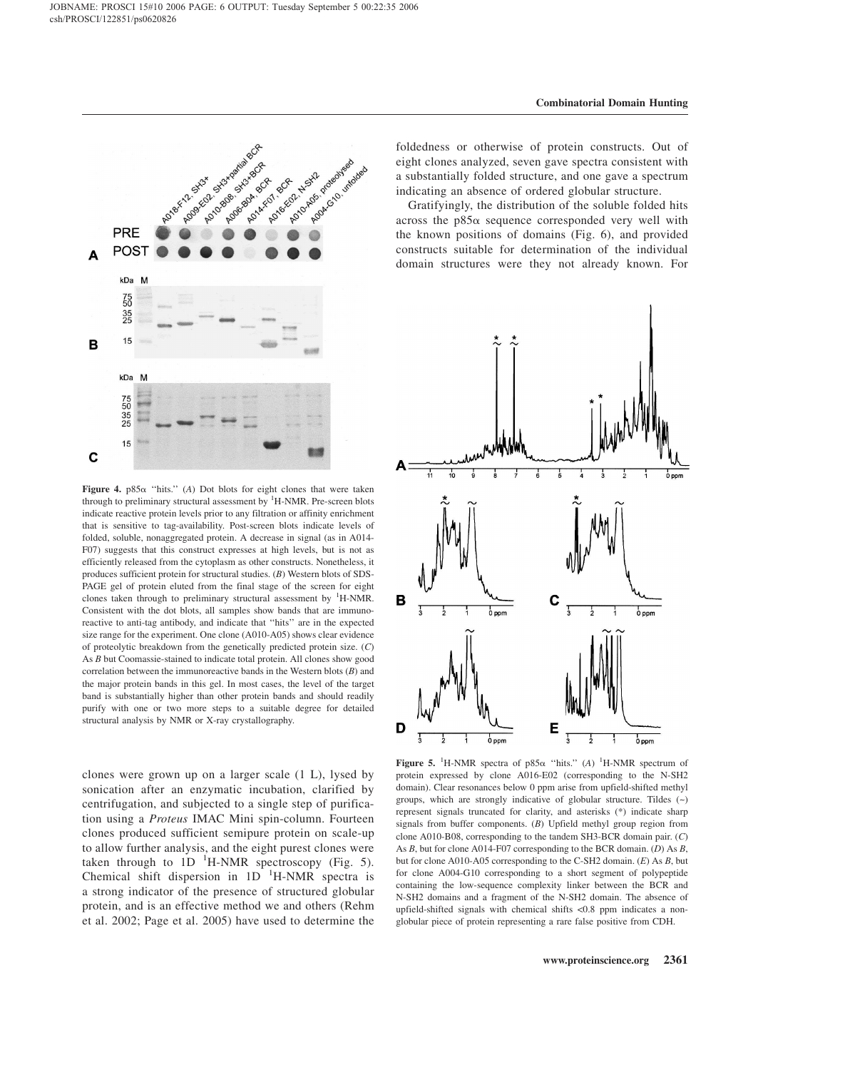**Figure 4.** p85α "hits." (*A*) Dot blots for eight clones that were taken through to preliminary structural assessment by $^{1}$H-NMR. Pre-screen blots indicate reactive protein levels prior to any filtration or affinity enrichment that is sensitive to tag-availability. Post-screen blots indicate levels of folded, soluble, nonaggregated protein. A decrease in signal (as in A014-F07) suggests that this construct expresses at high levels, but is not as efficiently released from the cytoplasm as other constructs. Nonetheless, it produces sufficient protein for structural studies. (*B*) Western blots of SDS-PAGE gel of protein eluted from the final stage of the screen for eight clones taken through to preliminary structural assessment by $^{1}$H-NMR. Consistent with the dot blots, all samples show bands that are immunoreactive to anti-tag antibody, and indicate that "hits" are in the expected size range for the experiment. One clone (A010-A05) shows clear evidence of proteolytic breakdown from the genetically predicted protein size. (*C*) As *B* but Coomassie-stained to indicate total protein. All clones show good correlation between the immunoreactive bands in the Western blots (*B*) and the major protein bands in this gel. In most cases, the level of the target band is substantially higher than other protein bands and should readily purify with one or two more steps to a suitable degree for detailed structural analysis by NMR or X-ray crystallography.

clones were grown up on a larger scale (1 L), lysed by sonication after an enzymatic incubation, clarified by centrifugation, and subjected to a single step of purification using a *Proteus* IMAC Mini spin-column. Fourteen clones produced sufficient semipure protein on scale-up to allow further analysis, and the eight purest clones were taken through to 1D $^{1}$H-NMR spectroscopy (Fig. 5). Chemical shift dispersion in 1D $^{1}$H-NMR spectra is a strong indicator of the presence of structured globular protein, and is an effective method we and others (Rehm et al. 2002; Page et al. 2005) have used to determine the foldedness or otherwise of protein constructs. Out of eight clones analyzed, seven gave spectra consistent with a substantially folded structure, and one gave a spectrum indicating an absence of ordered globular structure.

Gratifyingly, the distribution of the soluble folded hits across the p85α sequence corresponded very well with the known positions of domains (Fig. 6), and provided constructs suitable for determination of the individual domain structures were they not already known. For

**Figure 5.** $^{1}$H-NMR spectra of p85α "hits." (*A*) $^{1}$H-NMR spectrum of protein expressed by clone A016-E02 (corresponding to the N-SH2 domain). Clear resonances below 0 ppm arise from upfield-shifted methyl groups, which are strongly indicative of globular structure. Tildes (~) represent signals truncated for clarity, and asterisks (*) indicate sharp signals from buffer components. (*B*) Upfield methyl group region from clone A010-B08, corresponding to the tandem SH3-BCR domain pair. (*C*) As *B*, but for clone A014-F07 corresponding to the BCR domain. (*D*) As *B*, but for clone A010-A05 corresponding to the C-SH2 domain. (*E*) As *B*, but for clone A004-G10 corresponding to a short segment of polypeptide containing the low-sequence complexity linker between the BCR and N-SH2 domains and a fragment of the N-SH2 domain. The absence of upfield-shifted signals with chemical shifts <0.8 ppm indicates a non-globular piece of protein representing a rare false positive from CDH.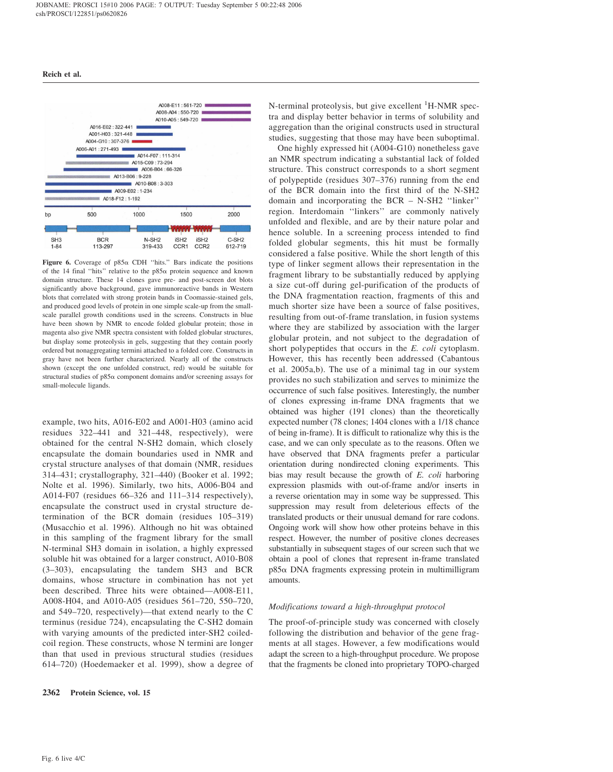Figure 6. Coverage of p85α CDH "hits." Bars indicate the positions of the 14 final "hits" relative to the p85α protein sequence and known domain structure. These 14 clones gave pre- and post-screen dot blots significantly above background, gave immunoreactive bands in Western blots that correlated with strong protein bands in Coomassie-stained gels, and produced good levels of protein in one simple scale-up from the small-scale parallel growth conditions used in the screens. Constructs in blue have been shown by NMR to encode folded globular protein; those in magenta also give NMR spectra consistent with folded globular structures, but display some proteolysis in gels, suggesting that they contain poorly ordered but nonaggregating terminii attached to a folded core. Constructs in gray have not been further characterized. Nearly all of the constructs shown (except the one unfolded construct, red) would be suitable for structural studies of p85α component domains and/or screening assays for small-molecule ligands.

example, two hits, A016-E02 and A001-H03 (amino acid residues 322–441 and 321–448, respectively), were obtained for the central N-SH2 domain, which closely encapsulate the domain boundaries used in NMR and crystal structure analyses of that domain (NMR, residues 314–431; crystallography, 321–440) (Booker et al. 1992; Nolte et al. 1996). Similarly, two hits, A006-B04 and A014-F07 (residues 66–326 and 111–314 respectively), encapsulate the construct used in crystal structure determination of the BCR domain (residues 105–319) (Musacchio et al. 1996). Although no hit was obtained in this sampling of the fragment library for the small N-terminal SH3 domain in isolation, a highly expressed soluble hit was obtained for a larger construct, A010-B08 (3–303), encapsulating the tandem SH3 and BCR domains, whose structure in combination has not yet been described. Three hits were obtained—A008-E11, A008-H04, and A010-A05 (residues 561–720, 550–720, and 549–720, respectively)—that extend nearly to the C terminus (residue 724), encapsulating the C-SH2 domain with varying amounts of the predicted inter-SH2 coiled-coil region. These constructs, whose N termini are longer than that used in previous structural studies (residues 614–720) (Hoedemaeker et al. 1999), show a degree of N-terminal proteolysis, but give excellent $^1$H-NMR spectra and display better behavior in terms of solubility and aggregation than the original constructs used in structural studies, suggesting that those may have been suboptimal.

One highly expressed hit (A004-G10) nonetheless gave an NMR spectrum indicating a substantial lack of folded structure. This construct corresponds to a short segment of polypeptide (residues 307–376) running from the end of the BCR domain into the first third of the N-SH2 domain and incorporating the BCR – N-SH2 "linker" region. Interdomain "linkers" are commonly natively unfolded and flexible, and are by their nature polar and hence soluble. In a screening process intended to find folded globular segments, this hit must be formally considered a false positive. While the short length of this type of linker segment allows their representation in the fragment library to be substantially reduced by applying a size cut-off during gel-purification of the products of the DNA fragmentation reaction, fragments of this and much shorter size have been a source of false positives, resulting from out-of-frame translation, in fusion systems where they are stabilized by association with the larger globular protein, and not subject to the degradation of short polypeptides that occurs in the *E. coli* cytoplasm. However, this has recently been addressed (Cabantous et al. 2005a,b). The use of a minimal tag in our system provides no such stabilization and serves to minimize the occurrence of such false positives. Interestingly, the number of clones expressing in-frame DNA fragments that we obtained was higher (191 clones) than the theoretically expected number (78 clones; 1404 clones with a 1/18 chance of being in-frame). It is difficult to rationalize why this is the case, and we can only speculate as to the reasons. Often we have observed that DNA fragments prefer a particular orientation during nondirected cloning experiments. This bias may result because the growth of *E. coli* harboring expression plasmids with out-of-frame and/or inserts in a reverse orientation may in some way be suppressed. This suppression may result from deleterious effects of the translated products or their unusual demand for rare codons. Ongoing work will show how other proteins behave in this respect. However, the number of positive clones decreases substantially in subsequent stages of our screen such that we obtain a pool of clones that represent in-frame translated p85α DNA fragments expressing protein in multimilligram amounts.

### *Modifications toward a high-throughput protocol*

The proof-of-principle study was concerned with closely following the distribution and behavior of the gene fragments at all stages. However, a few modifications would adapt the screen to a high-throughput procedure. We propose that the fragments be cloned into proprietary TOPO-charged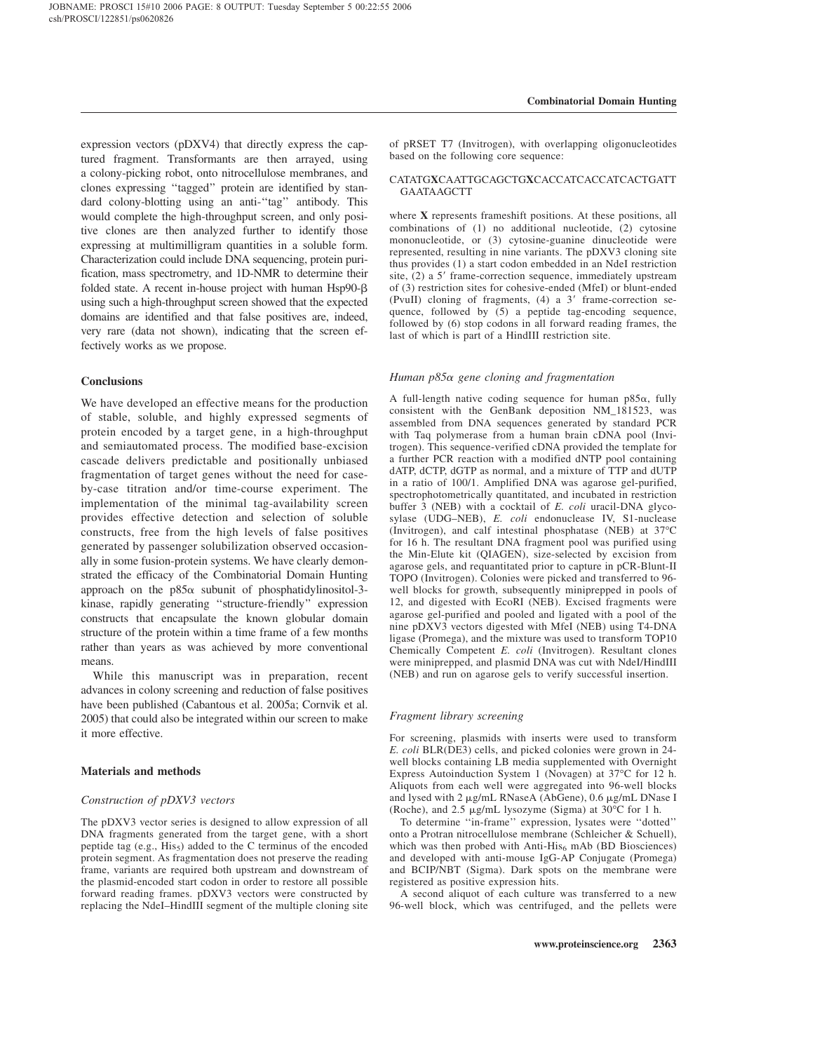expression vectors (pDXV4) that directly express the captured fragment. Transformants are then arrayed, using a colony-picking robot, onto nitrocellulose membranes, and clones expressing ''tagged'' protein are identified by standard colony-blotting using an anti-''tag'' antibody. This would complete the high-throughput screen, and only positive clones are then analyzed further to identify those expressing at multimilligram quantities in a soluble form. Characterization could include DNA sequencing, protein purification, mass spectrometry, and 1D-NMR to determine their folded state. A recent in-house project with human Hsp90-β using such a high-throughput screen showed that the expected domains are identified and that false positives are, indeed, very rare (data not shown), indicating that the screen effectively works as we propose.

## Conclusions

We have developed an effective means for the production of stable, soluble, and highly expressed segments of protein encoded by a target gene, in a high-throughput and semiautomated process. The modified base-excision cascade delivers predictable and positionally unbiased fragmentation of target genes without the need for case-by-case titration and/or time-course experiment. The implementation of the minimal tag-availability screen provides effective detection and selection of soluble constructs, free from the high levels of false positives generated by passenger solubilization observed occasionally in some fusion-protein systems. We have clearly demonstrated the efficacy of the Combinatorial Domain Hunting approach on the p85α subunit of phosphatidylinositol-3-kinase, rapidly generating ''structure-friendly'' expression constructs that encapsulate the known globular domain structure of the protein within a time frame of a few months rather than years as was achieved by more conventional means.

While this manuscript was in preparation, recent advances in colony screening and reduction of false positives have been published (Cabantous et al. 2005a; Cornvik et al. 2005) that could also be integrated within our screen to make it more effective.

## Materials and methods

### *Construction of pDXV3 vectors*

The pDXV3 vector series is designed to allow expression of all DNA fragments generated from the target gene, with a short peptide tag (e.g., $His_5$) added to the C terminus of the encoded protein segment. As fragmentation does not preserve the reading frame, variants are required both upstream and downstream of the plasmid-encoded start codon in order to restore all possible forward reading frames. pDXV3 vectors were constructed by replacing the NdeI–HindIII segment of the multiple cloning site of pRSET T7 (Invitrogen), with overlapping oligonucleotides based on the following core sequence:

CATATG**X**CAATTGCAGCTG**X**CACCATCACCATCACTGATT GAATAAGCTT

where **X** represents frameshift positions. At these positions, all combinations of (1) no additional nucleotide, (2) cytosine mononucleotide, or (3) cytosine-guanine dinucleotide were represented, resulting in nine variants. The pDXV3 cloning site thus provides (1) a start codon embedded in an NdeI restriction site, (2) a 5′ frame-correction sequence, immediately upstream of (3) restriction sites for cohesive-ended (MfeI) or blunt-ended (PvuII) cloning of fragments, (4) a 3′ frame-correction sequence, followed by (5) a peptide tag-encoding sequence, followed by (6) stop codons in all forward reading frames, the last of which is part of a HindIII restriction site.

### *Human p85α gene cloning and fragmentation*

A full-length native coding sequence for human p85α, fully consistent with the GenBank deposition NM_181523, was assembled from DNA sequences generated by standard PCR with Taq polymerase from a human brain cDNA pool (Invitrogen). This sequence-verified cDNA provided the template for a further PCR reaction with a modified dNTP pool containing dATP, dCTP, dGTP as normal, and a mixture of TTP and dUTP in a ratio of 100/1. Amplified DNA was agarose gel-purified, spectrophotometrically quantitated, and incubated in restriction buffer 3 (NEB) with a cocktail of *E. coli* uracil-DNA glycosylase (UDG–NEB), *E. coli* endonuclease IV, S1-nuclease (Invitrogen), and calf intestinal phosphatase (NEB) at 37°C for 16 h. The resultant DNA fragment pool was purified using the Min-Elute kit (QIAGEN), size-selected by excision from agarose gels, and requantitated prior to capture in pCR-Blunt-II TOPO (Invitrogen). Colonies were picked and transferred to 96-well blocks for growth, subsequently miniprepped in pools of 12, and digested with EcoRI (NEB). Excised fragments were agarose gel-purified and pooled and ligated with a pool of the nine pDXV3 vectors digested with MfeI (NEB) using T4-DNA ligase (Promega), and the mixture was used to transform TOP10 Chemically Competent *E. coli* (Invitrogen). Resultant clones were miniprepped, and plasmid DNA was cut with NdeI/HindIII (NEB) and run on agarose gels to verify successful insertion.

### *Fragment library screening*

For screening, plasmids with inserts were used to transform *E. coli* BLR(DE3) cells, and picked colonies were grown in 24-well blocks containing LB media supplemented with Overnight Express Autoinduction System 1 (Novagen) at 37°C for 12 h. Aliquots from each well were aggregated into 96-well blocks and lysed with 2 μg/mL RNaseA (AbGene), 0.6 μg/mL DNase I (Roche), and 2.5 μg/mL lysozyme (Sigma) at 30°C for 1 h.

To determine ''in-frame'' expression, lysates were ''dotted'' onto a Protran nitrocellulose membrane (Schleicher & Schuell), which was then probed with Anti-$His_6$ mAb (BD Biosciences) and developed with anti-mouse IgG-AP Conjugate (Promega) and BCIP/NBT (Sigma). Dark spots on the membrane were registered as positive expression hits.

A second aliquot of each culture was transferred to a new 96-well block, which was centrifuged, and the pellets were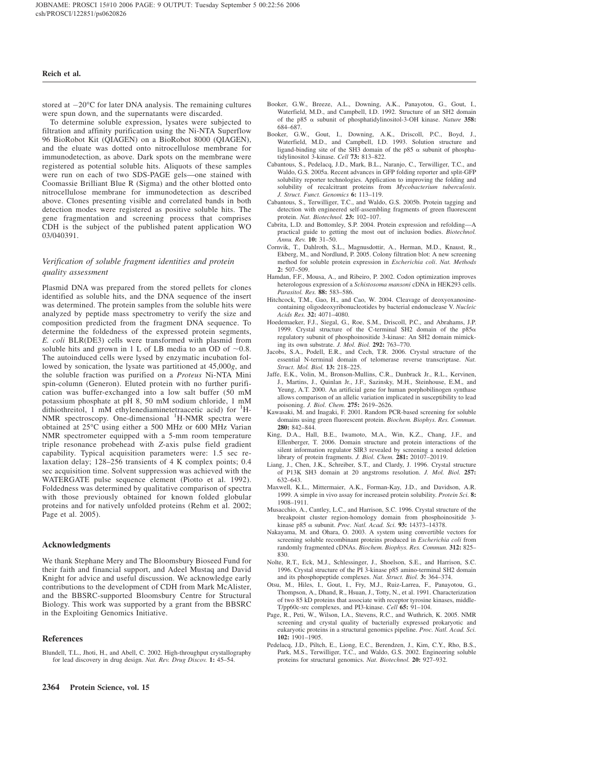stored at −20°C for later DNA analysis. The remaining cultures were spun down, and the supernatants were discarded.

To determine soluble expression, lysates were subjected to filtration and affinity purification using the Ni-NTA Superflow 96 BioRobot Kit (QIAGEN) on a BioRobot 8000 (QIAGEN), and the eluate was dotted onto nitrocellulose membrane for immunodetection, as above. Dark spots on the membrane were registered as potential soluble hits. Aliquots of these samples were run on each of two SDS-PAGE gels—one stained with Coomassie Brilliant Blue R (Sigma) and the other blotted onto nitrocellulose membrane for immunodetection as described above. Clones presenting visible and correlated bands in both detection modes were registered as positive soluble hits. The gene fragmentation and screening process that comprises CDH is the subject of the published patent application WO 03/040391.

### *Verification of soluble fragment identities and protein quality assessment*

Plasmid DNA was prepared from the stored pellets for clones identified as soluble hits, and the DNA sequence of the insert was determined. The protein samples from the soluble hits were analyzed by peptide mass spectrometry to verify the size and composition predicted from the fragment DNA sequence. To determine the foldedness of the expressed protein segments, *E. coli* BLR(DE3) cells were transformed with plasmid from soluble hits and grown in 1 L of LB media to an OD of ~0.8. The autoinduced cells were lysed by enzymatic incubation followed by sonication, the lysate was partitioned at 45,000*g*, and the soluble fraction was purified on a *Proteus* Ni-NTA Mini spin-column (Generon). Eluted protein with no further purification was buffer-exchanged into a low salt buffer (50 mM potassium phosphate at pH 8, 50 mM sodium chloride, 1 mM dithiothreitol, 1 mM ethylenediaminetetraacetic acid) for $^{1}$H-NMR spectroscopy. One-dimensional $^{1}$H-NMR spectra were obtained at 25°C using either a 500 MHz or 600 MHz Varian NMR spectrometer equipped with a 5-mm room temperature triple resonance probehead with *Z*-axis pulse field gradient capability. Typical acquisition parameters were: 1.5 sec relaxation delay; 128–256 transients of 4 K complex points; 0.4 sec acquisition time. Solvent suppression was achieved with the WATERGATE pulse sequence element (Piotto et al. 1992). Foldedness was determined by qualitative comparison of spectra with those previously obtained for known folded globular proteins and for natively unfolded proteins (Rehm et al. 2002; Page et al. 2005).

## Acknowledgments

We thank Stephane Mery and The Bloomsbury Bioseed Fund for their faith and financial support, and Adeel Mustaq and David Knight for advice and useful discussion. We acknowledge early contributions to the development of CDH from Mark McAlister, and the BBSRC-supported Bloomsbury Centre for Structural Biology. This work was supported by a grant from the BBSRC in the Exploiting Genomics Initiative.

## References

Blundell, T.L., Jhoti, H., and Abell, C. 2002. High-throughput crystallography for lead discovery in drug design. *Nat. Rev. Drug Discov.* **1:** 45–54.

Booker, G.W., Breeze, A.L., Downing, A.K., Panayotou, G., Gout, I., Waterfield, M.D., and Campbell, I.D. 1992. Structure of an SH2 domain of the p85 α subunit of phosphatidylinositol-3-OH kinase. *Nature* **358:** 684–687.

Booker, G.W., Gout, I., Downing, A.K., Driscoll, P.C., Boyd, J., Waterfield, M.D., and Campbell, I.D. 1993. Solution structure and ligand-binding site of the SH3 domain of the p85 α subunit of phosphatidylinositol 3-kinase. *Cell* **73:** 813–822.

Cabantous, S., Pedelacq, J.D., Mark, B.L., Naranjo, C., Terwilliger, T.C., and Waldo, G.S. 2005a. Recent advances in GFP folding reporter and split-GFP solubility reporter technologies. Application to improving the folding and solubility of recalcitrant proteins from *Mycobacterium tuberculosis*. *J. Struct. Funct. Genomics* **6:** 113–119.

Cabantous, S., Terwilliger, T.C., and Waldo, G.S. 2005b. Protein tagging and detection with engineered self-assembling fragments of green fluorescent protein. *Nat. Biotechnol.* **23:** 102–107.

Cabrita, L.D. and Bottomley, S.P. 2004. Protein expression and refolding—A practical guide to getting the most out of inclusion bodies. *Biotechnol. Annu. Rev.* **10:** 31–50.

Cornvik, T., Dahlroth, S.L., Magnusdottir, A., Herman, M.D., Knaust, R., Ekberg, M., and Nordlund, P. 2005. Colony filtration blot: A new screening method for soluble protein expression in *Escherichia coli*. *Nat. Methods* **2:** 507–509.

Hamdan, F.F., Mousa, A., and Ribeiro, P. 2002. Codon optimization improves heterologous expression of a *Schistosoma mansoni* cDNA in HEK293 cells. *Parasitol. Res.* **88:** 583–586.

Hitchcock, T.M., Gao, H., and Cao, W. 2004. Cleavage of deoxyoxanosine-containing oligodeoxyribonucleotides by bacterial endonuclease V. *Nucleic Acids Res.* **32:** 4071–4080.

Hoedemaeker, F.J., Siegal, G., Roe, S.M., Driscoll, P.C., and Abrahams, J.P. 1999. Crystal structure of the C-terminal SH2 domain of the p85α regulatory subunit of phosphoinositide 3-kinase: An SH2 domain mimicking its own substrate. *J. Mol. Biol.* **292:** 763–770.

Jacobs, S.A., Podell, E.R., and Cech, T.R. 2006. Crystal structure of the essential N-terminal domain of telomerase reverse transcriptase. *Nat. Struct. Mol. Biol.* **13:** 218–225.

Jaffe, E.K., Volin, M., Bronson-Mullins, C.R., Dunbrack Jr., R.L., Kervinen, J., Martins, J., Quinlan Jr., J.F., Sazinsky, M.H., Steinhouse, E.M., and Yeung, A.T. 2000. An artificial gene for human porphobilinogen synthase allows comparison of an allelic variation implicated in susceptibility to lead poisoning. *J. Biol. Chem.* **275:** 2619–2626.

Kawasaki, M. and Inagaki, F. 2001. Random PCR-based screening for soluble domains using green fluorescent protein. *Biochem. Biophys. Res. Commun.* **280:** 842–844.

King, D.A., Hall, B.E., Iwamoto, M.A., Win, K.Z., Chang, J.F., and Ellenberger, T. 2006. Domain structure and protein interactions of the silent information regulator SIR3 revealed by screening a nested deletion library of protein fragments. *J. Biol. Chem.* **281:** 20107–20119.

Liang, J., Chen, J.K., Schreiber, S.T., and Clardy, J. 1996. Crystal structure of P13K SH3 domain at 20 angstroms resolution. *J. Mol. Biol.* **257:** 632–643.

Maxwell, K.L., Mittermaier, A.K., Forman-Kay, J.D., and Davidson, A.R. 1999. A simple in vivo assay for increased protein solubility. *Protein Sci.* **8:** 1908–1911.

Musacchio, A., Cantley, L.C., and Harrison, S.C. 1996. Crystal structure of the breakpoint cluster region-homology domain from phosphoinositide 3-kinase p85 α subunit. *Proc. Natl. Acad. Sci.* **93:** 14373–14378.

Nakayama, M. and Ohara, O. 2003. A system using convertible vectors for screening soluble recombinant proteins produced in *Escherichia coli* from randomly fragmented cDNAs. *Biochem. Biophys. Res. Commun.* **312:** 825–830.

Nolte, R.T., Eck, M.J., Schlessinger, J., Shoelson, S.E., and Harrison, S.C. 1996. Crystal structure of the PI 3-kinase p85 amino-terminal SH2 domain and its phosphopeptide complexes. *Nat. Struct. Biol.* **3:** 364–374.

Otsu, M., Hiles, I., Gout, I., Fry, M.J., Ruiz-Larrea, F., Panayotou, G., Thompson, A., Dhand, R., Hsuan, J., Totty, N., et al. 1991. Characterization of two 85 kD proteins that associate with receptor tyrosine kinases, middle-T/pp60c-src complexes, and PI3-kinase. *Cell* **65:** 91–104.

Page, R., Peti, W., Wilson, I.A., Stevens, R.C., and Wuthrich, K. 2005. NMR screening and crystal quality of bacterially expressed prokaryotic and eukaryotic proteins in a structural genomics pipeline. *Proc. Natl. Acad. Sci.* **102:** 1901–1905.

Pedelacq, J.D., Piltch, E., Liong, E.C., Berendzen, J., Kim, C.Y., Rho, B.S., Park, M.S., Terwilliger, T.C., and Waldo, G.S. 2002. Engineering soluble proteins for structural genomics. *Nat. Biotechnol.* **20:** 927–932.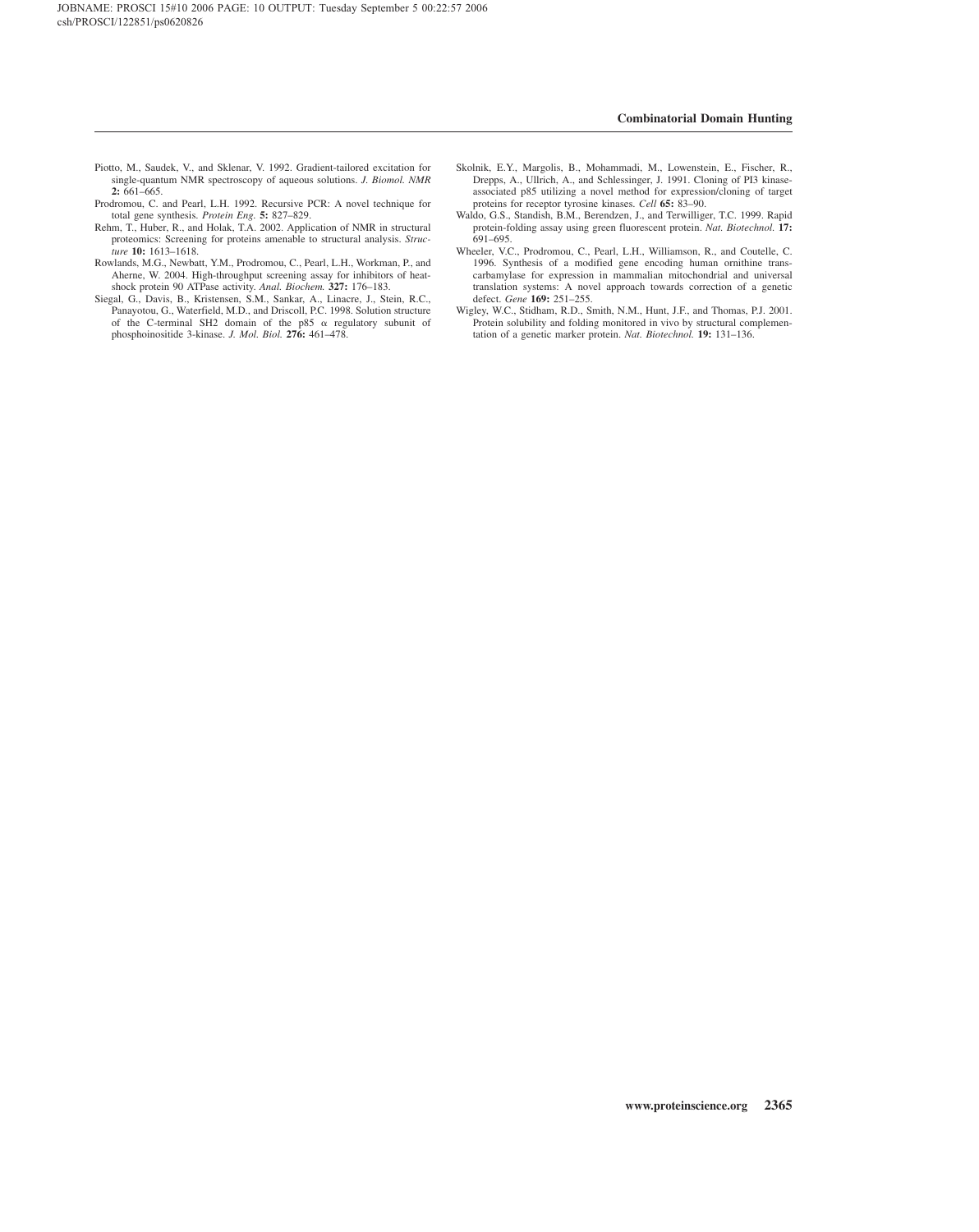Piotto, M., Saudek, V., and Sklenar, V. 1992. Gradient-tailored excitation for single-quantum NMR spectroscopy of aqueous solutions. *J. Biomol. NMR* **2:** 661–665.

Prodromou, C. and Pearl, L.H. 1992. Recursive PCR: A novel technique for total gene synthesis. *Protein Eng.* **5:** 827–829.

Rehm, T., Huber, R., and Holak, T.A. 2002. Application of NMR in structural proteomics: Screening for proteins amenable to structural analysis. *Structure* **10:** 1613–1618.

Rowlands, M.G., Newbatt, Y.M., Prodromou, C., Pearl, L.H., Workman, P., and Aherne, W. 2004. High-throughput screening assay for inhibitors of heat-shock protein 90 ATPase activity. *Anal. Biochem.* **327:** 176–183.

Siegal, G., Davis, B., Kristensen, S.M., Sankar, A., Linacre, J., Stein, R.C., Panayotou, G., Waterfield, M.D., and Driscoll, P.C. 1998. Solution structure of the C-terminal SH2 domain of the p85 α regulatory subunit of phosphoinositide 3-kinase. *J. Mol. Biol.* **276:** 461–478.

Skolnik, E.Y., Margolis, B., Mohammadi, M., Lowenstein, E., Fischer, R., Drepps, A., Ullrich, A., and Schlessinger, J. 1991. Cloning of PI3 kinase-associated p85 utilizing a novel method for expression/cloning of target proteins for receptor tyrosine kinases. *Cell* **65:** 83–90.

Waldo, G.S., Standish, B.M., Berendzen, J., and Terwilliger, T.C. 1999. Rapid protein-folding assay using green fluorescent protein. *Nat. Biotechnol.* **17:** 691–695.

Wheeler, V.C., Prodromou, C., Pearl, L.H., Williamson, R., and Coutelle, C. 1996. Synthesis of a modified gene encoding human ornithine transcarbamylase for expression in mammalian mitochondrial and universal translation systems: A novel approach towards correction of a genetic defect. *Gene* **169:** 251–255.

Wigley, W.C., Stidham, R.D., Smith, N.M., Hunt, J.F., and Thomas, P.J. 2001. Protein solubility and folding monitored in vivo by structural complementation of a genetic marker protein. *Nat. Biotechnol.* **19:** 131–136.